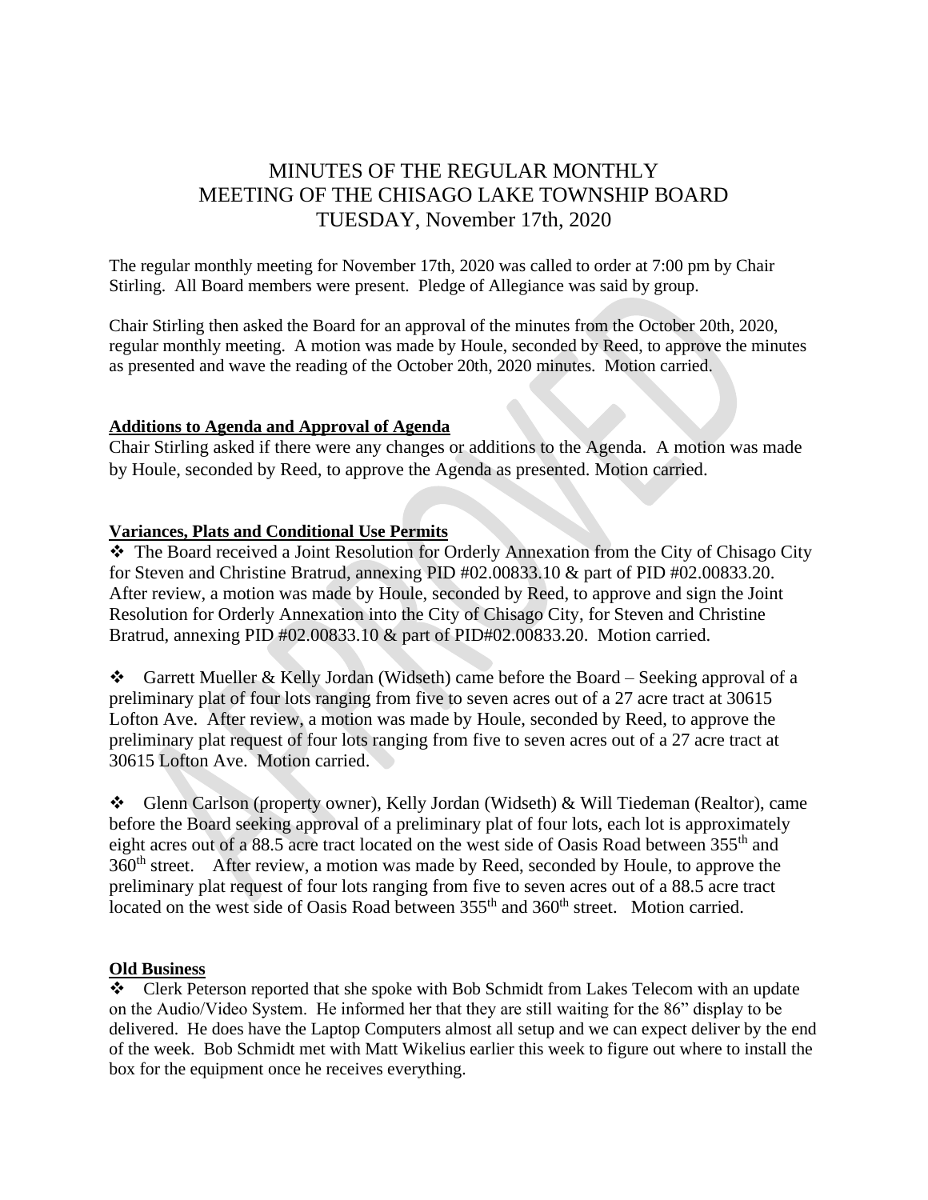# MINUTES OF THE REGULAR MONTHLY MEETING OF THE CHISAGO LAKE TOWNSHIP BOARD TUESDAY, November 17th, 2020

The regular monthly meeting for November 17th, 2020 was called to order at 7:00 pm by Chair Stirling. All Board members were present. Pledge of Allegiance was said by group.

Chair Stirling then asked the Board for an approval of the minutes from the October 20th, 2020, regular monthly meeting. A motion was made by Houle, seconded by Reed, to approve the minutes as presented and wave the reading of the October 20th, 2020 minutes. Motion carried.

**Additions to Agenda and Approval of Agenda**

Chair Stirling asked if there were any changes or additions to the Agenda. A motion was made by Houle, seconded by Reed, to approve the Agenda as presented. Motion carried.

**Variances, Plats and Conditional Use Permits**

- The Board received a Joint Resolution for Orderly Annexation from the City of Chisago City for Steven and Christine Bratrud, annexing PID #02.00833.10 & part of PID #02.00833.20. After review, a motion was made by Houle, seconded by Reed, to approve and sign the Joint Resolution for Orderly Annexation into the City of Chisago City, for Steven and Christine Bratrud, annexing PID #02.00833.10 & part of PID#02.00833.20. Motion carried.

- Garrett Mueller & Kelly Jordan (Widseth) came before the Board – Seeking approval of a preliminary plat of four lots ranging from five to seven acres out of a 27 acre tract at 30615 Lofton Ave. After review, a motion was made by Houle, seconded by Reed, to approve the preliminary plat request of four lots ranging from five to seven acres out of a 27 acre tract at 30615 Lofton Ave. Motion carried.

- Glenn Carlson (property owner), Kelly Jordan (Widseth) & Will Tiedeman (Realtor), came before the Board seeking approval of a preliminary plat of four lots, each lot is approximately eight acres out of a 88.5 acre tract located on the west side of Oasis Road between 355th and 360th street. After review, a motion was made by Reed, seconded by Houle, to approve the preliminary plat request of four lots ranging from five to seven acres out of a 88.5 acre tract located on the west side of Oasis Road between 355th and 360th street. Motion carried.

**Old Business**

- Clerk Peterson reported that she spoke with Bob Schmidt from Lakes Telecom with an update on the Audio/Video System. He informed her that they are still waiting for the 86" display to be delivered. He does have the Laptop Computers almost all setup and we can expect deliver by the end of the week. Bob Schmidt met with Matt Wikelius earlier this week to figure out where to install the box for the equipment once he receives everything.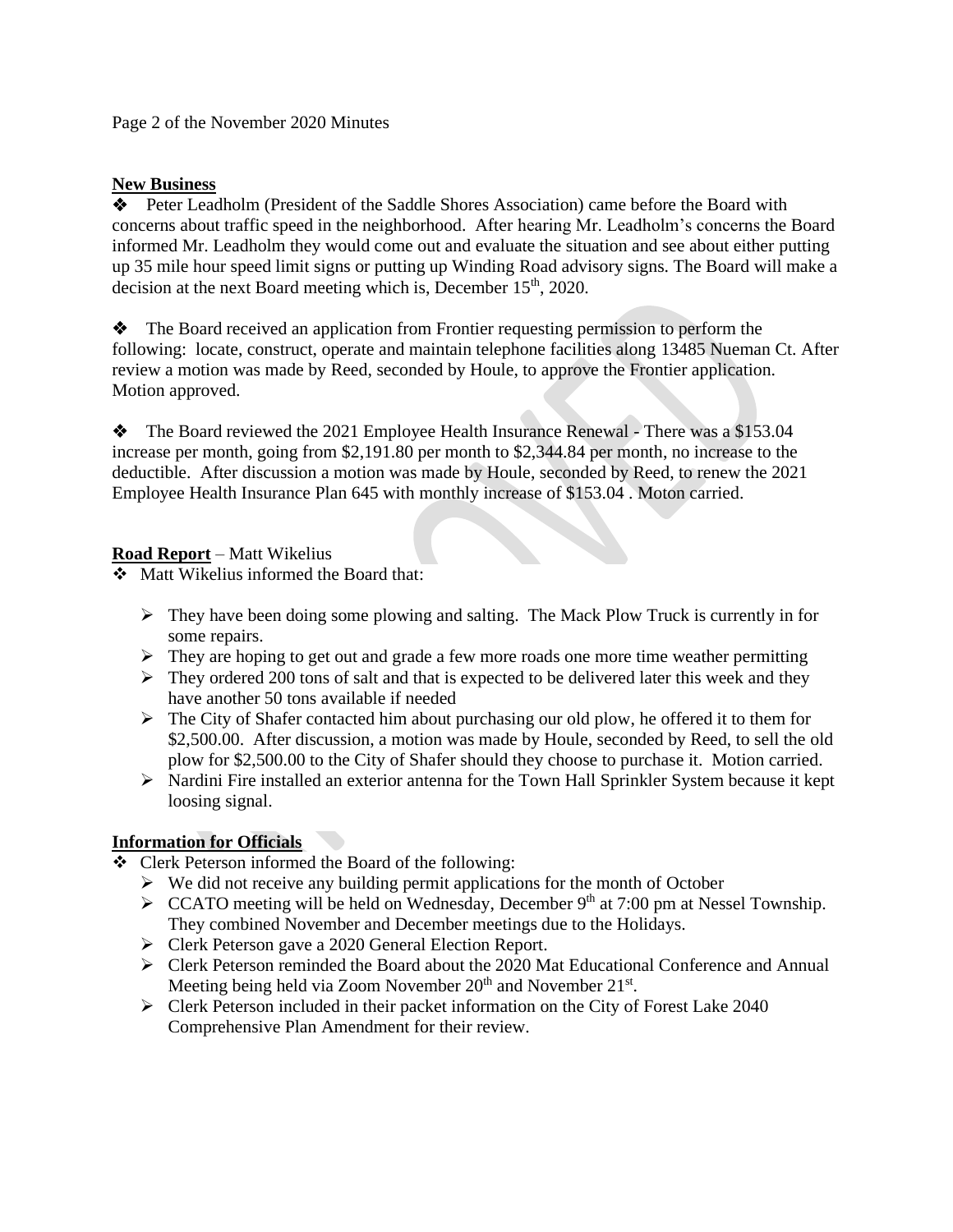Page 2 of the November 2020 Minutes

**New Business**

- Peter Leadholm (President of the Saddle Shores Association) came before the Board with concerns about traffic speed in the neighborhood. After hearing Mr. Leadholm's concerns the Board informed Mr. Leadholm they would come out and evaluate the situation and see about either putting up 35 mile hour speed limit signs or putting up Winding Road advisory signs. The Board will make a decision at the next Board meeting which is, December 15th, 2020.

- The Board received an application from Frontier requesting permission to perform the following: locate, construct, operate and maintain telephone facilities along 13485 Nueman Ct. After review a motion was made by Reed, seconded by Houle, to approve the Frontier application. Motion approved.

- The Board reviewed the 2021 Employee Health Insurance Renewal - There was a $153.04 increase per month, going from $2,191.80 per month to $2,344.84 per month, no increase to the deductible. After discussion a motion was made by Houle, seconded by Reed, to renew the 2021 Employee Health Insurance Plan 645 with monthly increase of $153.04 . Moton carried.

**Road Report** – Matt Wikelius

- Matt Wikelius informed the Board that:
  - They have been doing some plowing and salting. The Mack Plow Truck is currently in for some repairs.
  - They are hoping to get out and grade a few more roads one more time weather permitting
  - They ordered 200 tons of salt and that is expected to be delivered later this week and they have another 50 tons available if needed
  - The City of Shafer contacted him about purchasing our old plow, he offered it to them for $2,500.00. After discussion, a motion was made by Houle, seconded by Reed, to sell the old plow for $2,500.00 to the City of Shafer should they choose to purchase it. Motion carried.
  - Nardini Fire installed an exterior antenna for the Town Hall Sprinkler System because it kept loosing signal.

**Information for Officials**

- Clerk Peterson informed the Board of the following:
  - We did not receive any building permit applications for the month of October
  - CCATO meeting will be held on Wednesday, December 9th at 7:00 pm at Nessel Township. They combined November and December meetings due to the Holidays.
  - Clerk Peterson gave a 2020 General Election Report.
  - Clerk Peterson reminded the Board about the 2020 Mat Educational Conference and Annual Meeting being held via Zoom November 20th and November 21st.
  - Clerk Peterson included in their packet information on the City of Forest Lake 2040 Comprehensive Plan Amendment for their review.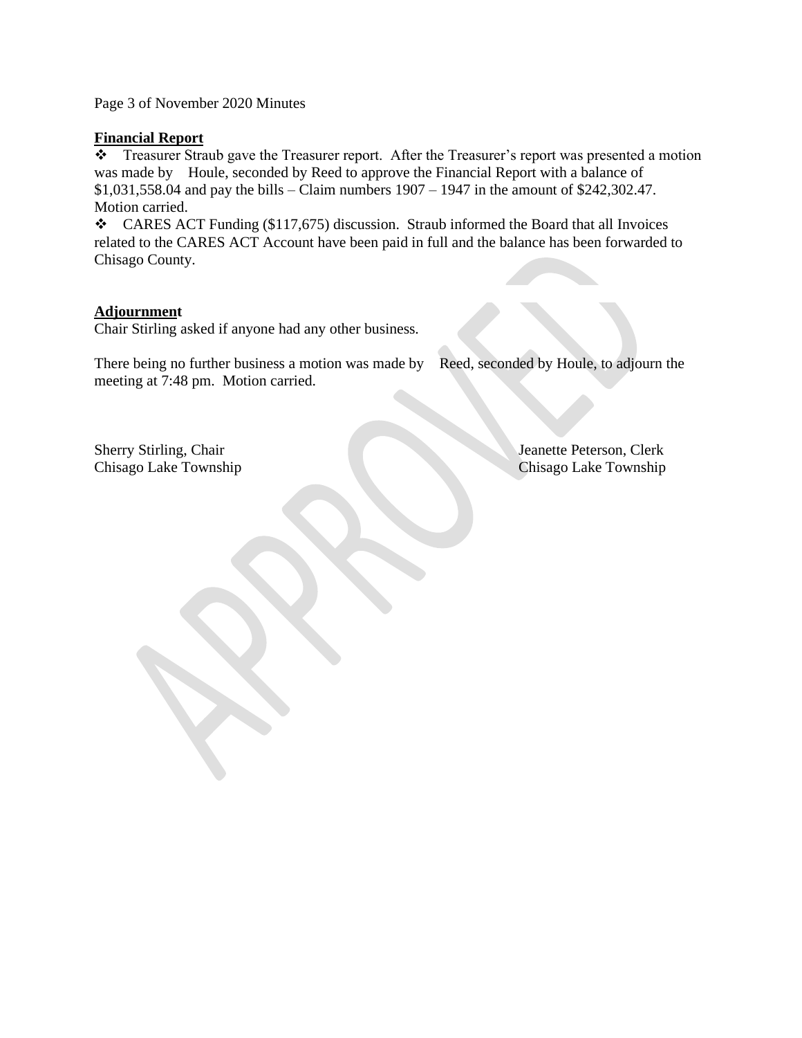Page 3 of November 2020 Minutes

**Financial Report**

- Treasurer Straub gave the Treasurer report. After the Treasurer's report was presented a motion was made by Houle, seconded by Reed to approve the Financial Report with a balance of $1,031,558.04 and pay the bills – Claim numbers 1907 – 1947 in the amount of $242,302.47. Motion carried.
- CARES ACT Funding ($117,675) discussion. Straub informed the Board that all Invoices related to the CARES ACT Account have been paid in full and the balance has been forwarded to Chisago County.

**Adjournment**

Chair Stirling asked if anyone had any other business.

There being no further business a motion was made by Reed, seconded by Houle, to adjourn the meeting at 7:48 pm. Motion carried.

Sherry Stirling, Chair
Chisago Lake Township

Jeanette Peterson, Clerk
Chisago Lake Township